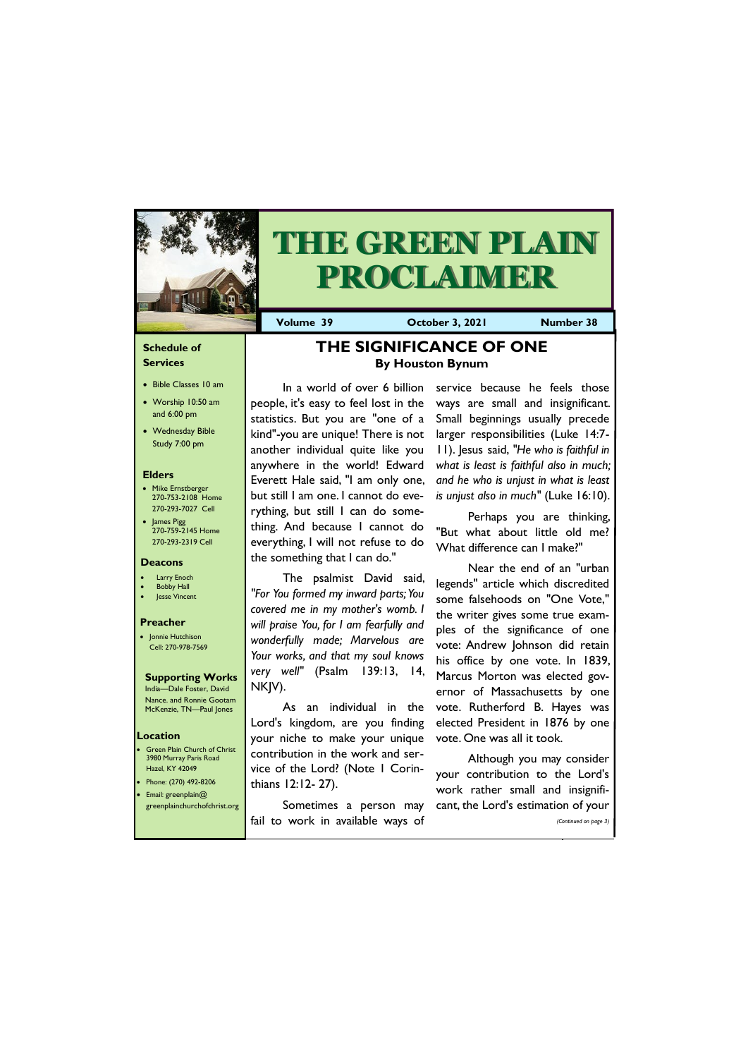# THE GREEN PLAIN PROCLAIMER

**Volume 39** | **October 3, 2021** | **Number 38**

## THE SIGNIFICANCE OF ONE

**By Houston Bynum**

In a world of over 6 billion people, it's easy to feel lost in the statistics. But you are "one of a kind"-you are unique! There is not another individual quite like you anywhere in the world! Edward Everett Hale said, "I am only one, but still I am one. I cannot do everything, but still I can do something. And because I cannot do everything, I will not refuse to do the something that I can do."

The psalmist David said, *"For You formed my inward parts; You covered me in my mother's womb. I will praise You, for I am fearfully and wonderfully made; Marvelous are Your works, and that my soul knows very well"* (Psalm 139:13, 14, NKJV).

As an individual in the Lord's kingdom, are you finding your niche to make your unique contribution in the work and service of the Lord? (Note I Corinthians 12:12- 27).

Sometimes a person may fail to work in available ways of service because he feels those ways are small and insignificant. Small beginnings usually precede larger responsibilities (Luke 14:7-11). Jesus said, *"He who is faithful in what is least is faithful also in much; and he who is unjust in what is least is unjust also in much"* (Luke 16:10).

Perhaps you are thinking, "But what about little old me? What difference can I make?"

Near the end of an "urban legends" article which discredited some falsehoods on "One Vote," the writer gives some true examples of the significance of one vote: Andrew Johnson did retain his office by one vote. In 1839, Marcus Morton was elected governor of Massachusetts by one vote. Rutherford B. Hayes was elected President in 1876 by one vote. One was all it took.

Although you may consider your contribution to the Lord's work rather small and insignificant, the Lord's estimation of your

*(Continued on page 3)*

---

### Schedule of Services

- Bible Classes 10 am
- Worship 10:50 am and 6:00 pm
- Wednesday Bible Study 7:00 pm

### Elders

- Mike Ernstberger 270-753-2108 Home 270-293-7027 Cell
- James Pigg 270-759-2145 Home 270-293-2319 Cell

### Deacons

- Larry Enoch
- Bobby Hall
- Jesse Vincent

### Preacher

- Jonnie Hutchison Cell: 270-978-7569

### Supporting Works

India—Dale Foster, David Nance. and Ronnie Gootam McKenzie, TN—Paul Jones

### Location

- Green Plain Church of Christ 3980 Murray Paris Road Hazel, KY 42049
- Phone: (270) 492-8206
- Email: greenplain@greenplainchurchofchrist.org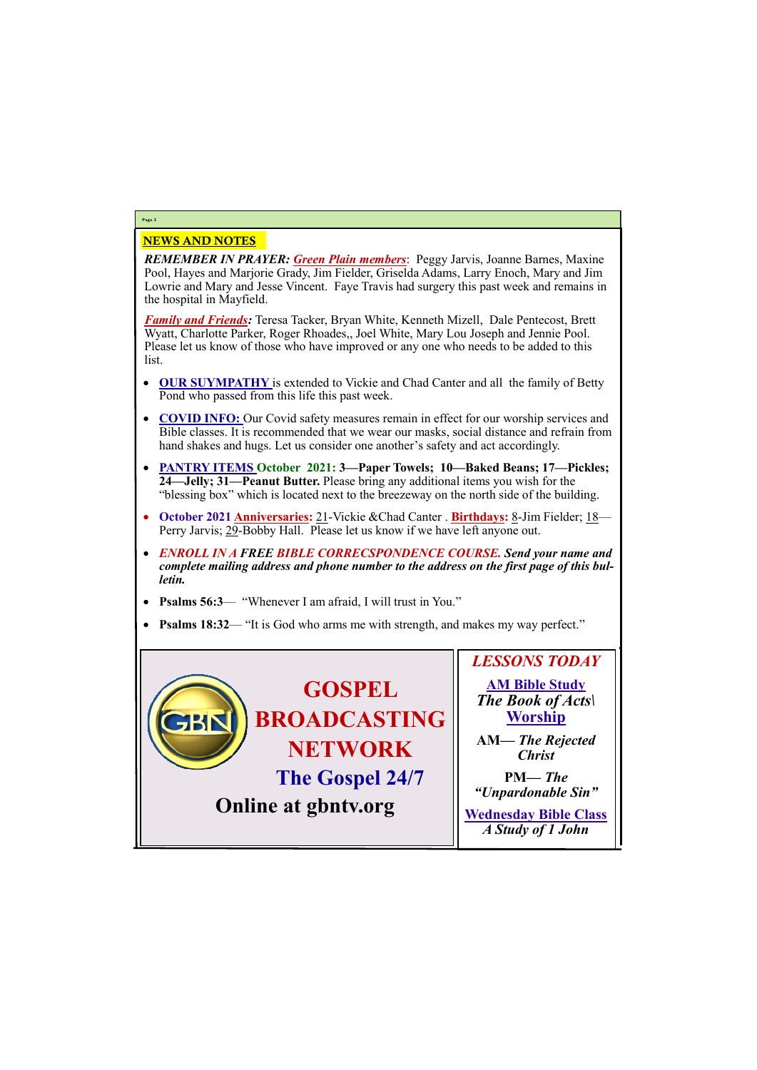## NEWS AND NOTES

***REMEMBER IN PRAYER:*** ***Green Plain members***: Peggy Jarvis, Joanne Barnes, Maxine Pool, Hayes and Marjorie Grady, Jim Fielder, Griselda Adams, Larry Enoch, Mary and Jim Lowrie and Mary and Jesse Vincent. Faye Travis had surgery this past week and remains in the hospital in Mayfield.

***Family and Friends:*** Teresa Tacker, Bryan White, Kenneth Mizell, Dale Pentecost, Brett Wyatt, Charlotte Parker, Roger Rhoades,, Joel White, Mary Lou Joseph and Jennie Pool. Please let us know of those who have improved or any one who needs to be added to this list.

- **OUR SUYMPATHY** is extended to Vickie and Chad Canter and all the family of Betty Pond who passed from this life this past week.
- **COVID INFO:** Our Covid safety measures remain in effect for our worship services and Bible classes. It is recommended that we wear our masks, social distance and refrain from hand shakes and hugs. Let us consider one another's safety and act accordingly.
- **PANTRY ITEMS October 2021: 3—Paper Towels; 10—Baked Beans; 17—Pickles; 24—Jelly; 31—Peanut Butter.** Please bring any additional items you wish for the "blessing box" which is located next to the breezeway on the north side of the building.
- **October 2021 Anniversaries:** 21-Vickie &Chad Canter . **Birthdays:** 8-Jim Fielder; 18—Perry Jarvis; 29-Bobby Hall. Please let us know if we have left anyone out.
- ***ENROLL IN A FREE BIBLE CORRECSPONDENCE COURSE. Send your name and complete mailing address and phone number to the address on the first page of this bulletin.***
- **Psalms 56:3**— "Whenever I am afraid, I will trust in You."
- **Psalms 18:32**— "It is God who arms me with strength, and makes my way perfect."

**GOSPEL BROADCASTING NETWORK**

**The Gospel 24/7**

**Online at gbntv.org**

### *LESSONS TODAY*

**AM Bible Study**

***The Book of Acts\***

**Worship**

**AM—** ***The Rejected Christ***

**PM—** ***The "Unpardonable Sin"***

**Wednesday Bible Class**

***A Study of 1 John***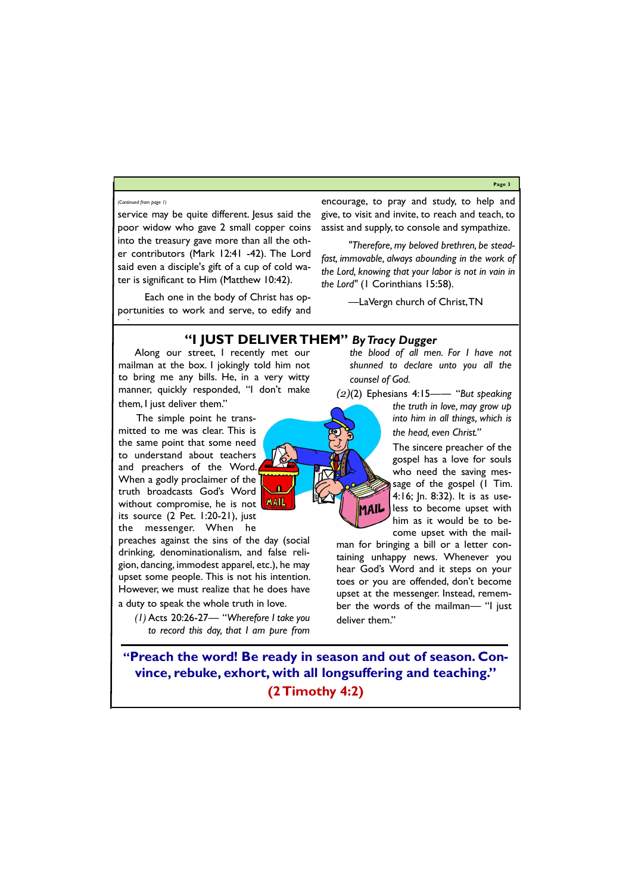*(Continued from page 1)*

service may be quite different. Jesus said the poor widow who gave 2 small copper coins into the treasury gave more than all the other contributors (Mark 12:41 -42). The Lord said even a disciple's gift of a cup of cold water is significant to Him (Matthew 10:42).

Each one in the body of Christ has opportunities to work and serve, to edify and encourage, to pray and study, to help and give, to visit and invite, to reach and teach, to assist and supply, to console and sympathize.

*"Therefore, my beloved brethren, be steadfast, immovable, always abounding in the work of the Lord, knowing that your labor is not in vain in the Lord"* (1 Corinthians 15:58).

—LaVergn church of Christ, TN

## "I JUST DELIVER THEM" *By Tracy Dugger*

Along our street, I recently met our mailman at the box. I jokingly told him not to bring me any bills. He, in a very witty manner, quickly responded, "I don't make them, I just deliver them."

The simple point he transmitted to me was clear. This is the same point that some need to understand about teachers and preachers of the Word. When a godly proclaimer of the truth broadcasts God's Word without compromise, he is not its source (2 Pet. 1:20-21), just the messenger. When he preaches against the sins of the day (social drinking, denominationalism, and false religion, dancing, immodest apparel, etc.), he may upset some people. This is not his intention. However, we must realize that he does have a duty to speak the whole truth in love.

*(1)* Acts 20:26-27— *"Wherefore I take you to record this day, that I am pure from the blood of all men. For I have not shunned to declare unto you all the counsel of God.*

*(2)*(2) Ephesians 4:15—— *"But speaking the truth in love, may grow up into him in all things, which is the head, even Christ."*

The sincere preacher of the gospel has a love for souls who need the saving message of the gospel (1 Tim. 4:16; Jn. 8:32). It is as useless to become upset with him as it would be to become upset with the mailman for bringing a bill or a letter containing unhappy news. Whenever you hear God's Word and it steps on your toes or you are offended, don't become upset at the messenger. Instead, remember the words of the mailman— "I just deliver them."

**"Preach the word! Be ready in season and out of season. Convince, rebuke, exhort, with all longsuffering and teaching."**

**(2 Timothy 4:2)**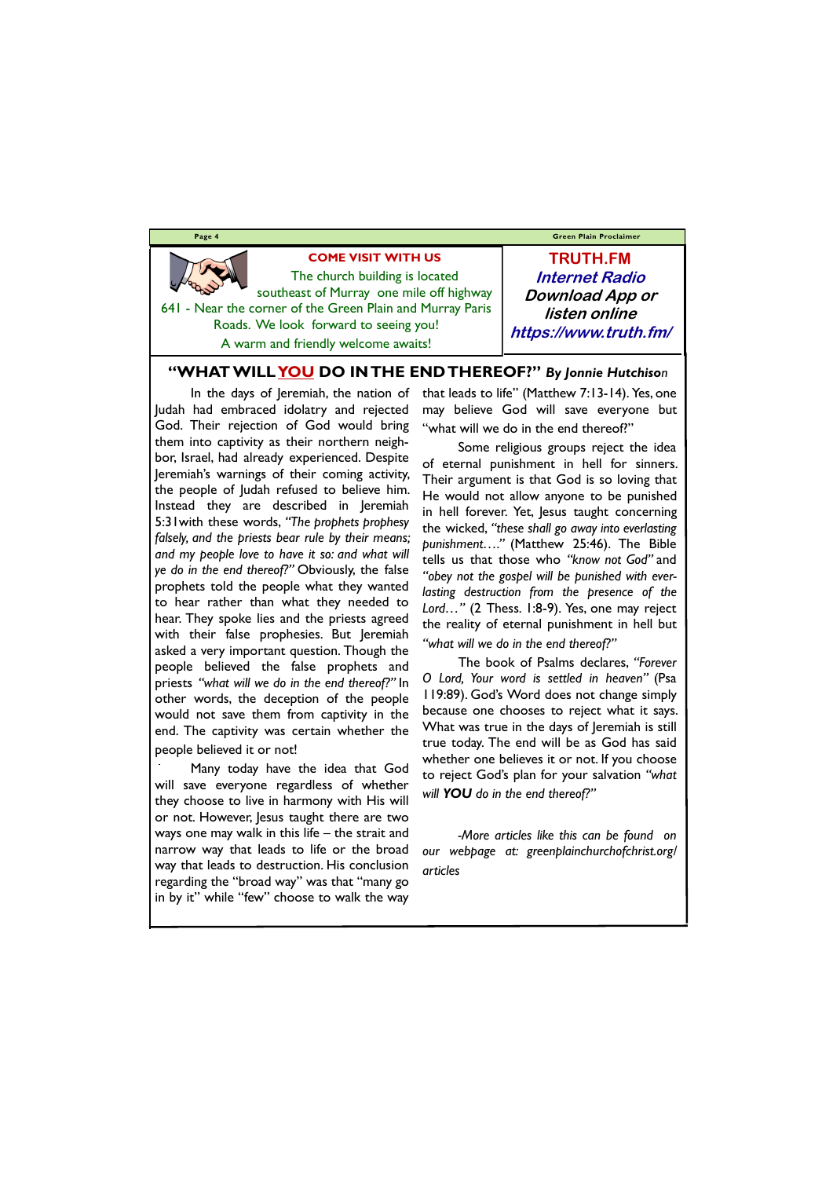**COME VISIT WITH US**

The church building is located southeast of Murray one mile off highway 641 - Near the corner of the Green Plain and Murray Paris Roads. We look forward to seeing you!

A warm and friendly welcome awaits!

**TRUTH.FM**

***Internet Radio***

***Download App or listen online***

***https://www.truth.fm/***

## "WHAT WILL YOU DO IN THE END THEREOF?" *By Jonnie Hutchison*

In the days of Jeremiah, the nation of Judah had embraced idolatry and rejected God. Their rejection of God would bring them into captivity as their northern neighbor, Israel, had already experienced. Despite Jeremiah's warnings of their coming activity, the people of Judah refused to believe him. Instead they are described in Jeremiah 5:31with these words, *"The prophets prophesy falsely, and the priests bear rule by their means; and my people love to have it so: and what will ye do in the end thereof?"* Obviously, the false prophets told the people what they wanted to hear rather than what they needed to hear. They spoke lies and the priests agreed with their false prophesies. But Jeremiah asked a very important question. Though the people believed the false prophets and priests *"what will we do in the end thereof?"* In other words, the deception of the people would not save them from captivity in the end. The captivity was certain whether the people believed it or not!

Many today have the idea that God will save everyone regardless of whether they choose to live in harmony with His will or not. However, Jesus taught there are two ways one may walk in this life – the strait and narrow way that leads to life or the broad way that leads to destruction. His conclusion regarding the "broad way" was that "many go in by it" while "few" choose to walk the way that leads to life" (Matthew 7:13-14). Yes, one may believe God will save everyone but "what will we do in the end thereof?"

Some religious groups reject the idea of eternal punishment in hell for sinners. Their argument is that God is so loving that He would not allow anyone to be punished in hell forever. Yet, Jesus taught concerning the wicked, *"these shall go away into everlasting punishment…."* (Matthew 25:46). The Bible tells us that those who *"know not God"* and *"obey not the gospel will be punished with everlasting destruction from the presence of the Lord…"* (2 Thess. 1:8-9). Yes, one may reject the reality of eternal punishment in hell but *"what will we do in the end thereof?"*

The book of Psalms declares, *"Forever O Lord, Your word is settled in heaven"* (Psa 119:89). God's Word does not change simply because one chooses to reject what it says. What was true in the days of Jeremiah is still true today. The end will be as God has said whether one believes it or not. If you choose to reject God's plan for your salvation *"what will **YOU** do in the end thereof?"*

*-More articles like this can be found on our webpage at: greenplainchurchofchrist.org/articles*